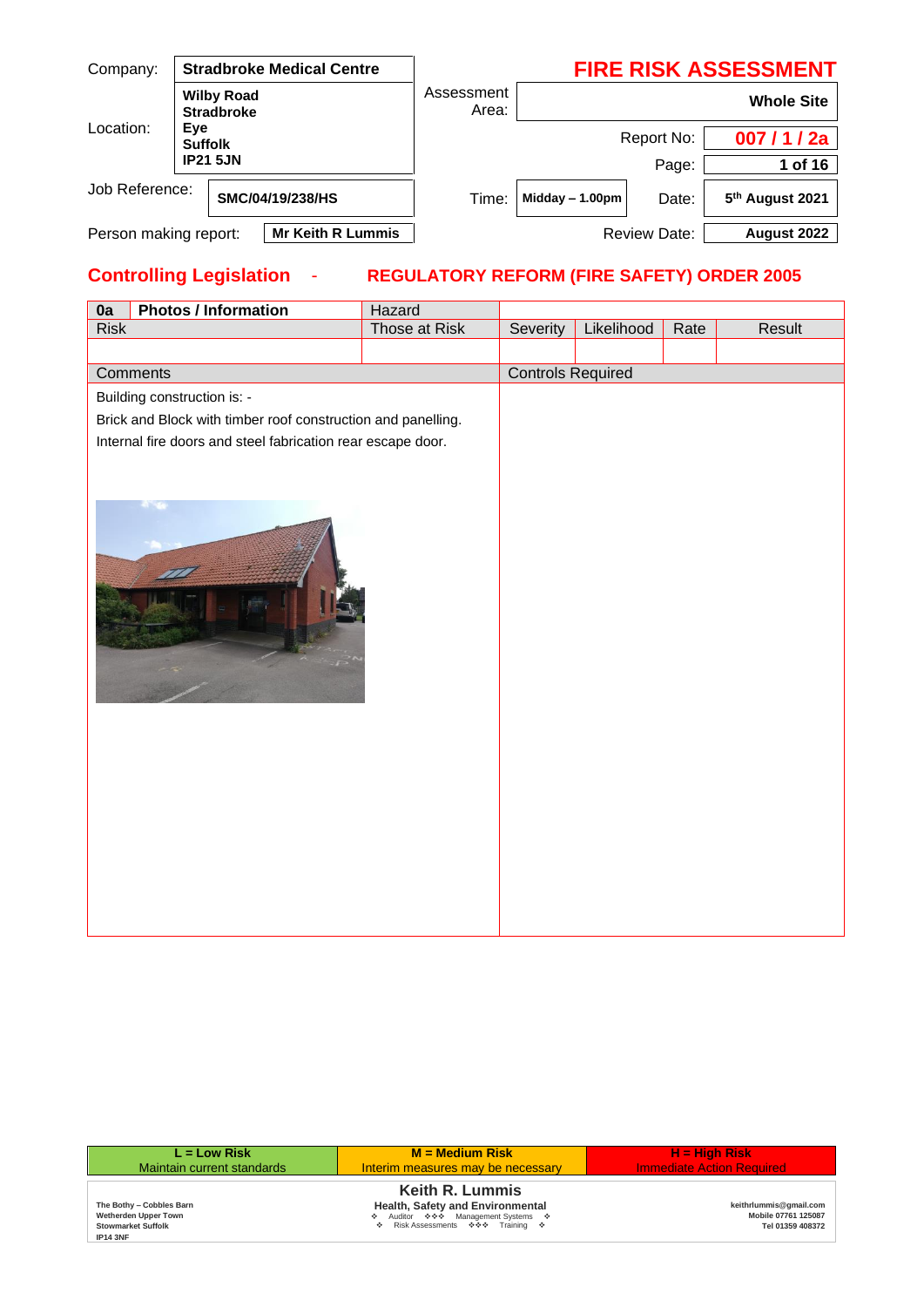| Company: | Stradbroke Medical Centre | | **FIRE RISK ASSESSMENT** |
|---|---|---|---|
| Location: | **Wilby Road Stradbroke Eye Suffolk IP21 5JN** | Assessment Area: | **Whole Site** |
| | | Report No: | **007 / 1 / 2a** |
| | | Page: | **1 of 16** |
| Job Reference: | **SMC/04/19/238/HS** | Time: **Midday – 1.00pm** | Date: **5th August 2021** |
| Person making report: | **Mr Keith R Lummis** | Review Date: | **August 2022** |

## Controlling Legislation - REGULATORY REFORM (FIRE SAFETY) ORDER 2005

| 0a | Photos / Information | Hazard | | | | |
|---|---|---|---|---|---|---|
| Risk | | Those at Risk | Severity | Likelihood | Rate | Result |
| | | | | | | |

| Comments | Controls Required |
|---|---|
| Building construction is: -<br>Brick and Block with timber roof construction and panelling.<br>Internal fire doors and steel fabrication rear escape door. | |

| L = Low Risk | M = Medium Risk | H = High Risk |
|---|---|---|
| Maintain current standards | Interim measures may be necessary | Immediate Action Required |

**Keith R. Lummis**
Health, Safety and Environmental
Auditor ❖❖❖ Management Systems ❖ Risk Assessments ❖❖❖ Training

The Bothy – Cobbles Barn, Wetherden Upper Town, Stowmarket Suffolk, IP14 3NF

keithrlummis@gmail.com, Mobile 07761 125087, Tel 01359 408372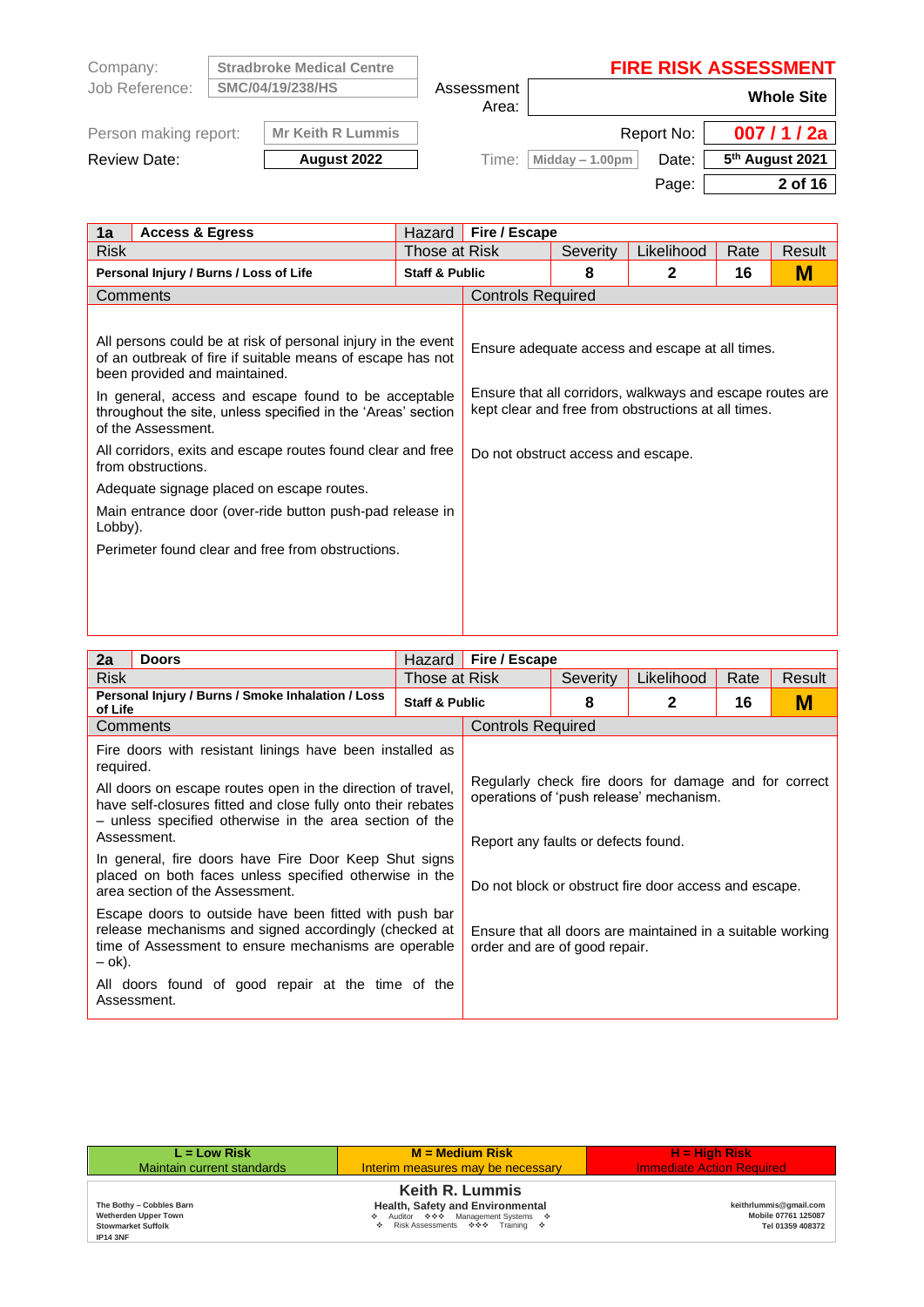| Company: | Stradbroke Medical Centre | | FIRE RISK ASSESSMENT |
|---|---|---|---|
| Job Reference: | SMC/04/19/238/HS | Assessment Area: | **Whole Site** |
| Person making report: | Mr Keith R Lummis | Report No: | **007 / 1 / 2a** |
| Review Date: | **August 2022** | Time: Midday – 1.00pm | Date: **5th August 2021** |

| **1a** | **Access & Egress** | Hazard | **Fire / Escape** | | | |
|---|---|---|---|---|---|---|
| Risk | | Those at Risk | Severity | Likelihood | Rate | Result |
| **Personal Injury / Burns / Loss of Life** | | **Staff & Public** | **8** | **2** | **16** | **M** |
| Comments | | Controls Required | | | | |
| All persons could be at risk of personal injury in the event of an outbreak of fire if suitable means of escape has not been provided and maintained.<br><br>In general, access and escape found to be acceptable throughout the site, unless specified in the 'Areas' section of the Assessment.<br><br>All corridors, exits and escape routes found clear and free from obstructions.<br><br>Adequate signage placed on escape routes.<br><br>Main entrance door (over-ride button push-pad release in Lobby).<br><br>Perimeter found clear and free from obstructions. | | Ensure adequate access and escape at all times.<br><br>Ensure that all corridors, walkways and escape routes are kept clear and free from obstructions at all times.<br><br>Do not obstruct access and escape. | | | | |

| **2a** | **Doors** | Hazard | **Fire / Escape** | | | |
|---|---|---|---|---|---|---|
| Risk | | Those at Risk | Severity | Likelihood | Rate | Result |
| **Personal Injury / Burns / Smoke Inhalation / Loss of Life** | | **Staff & Public** | **8** | **2** | **16** | **M** |
| Comments | | Controls Required | | | | |
| Fire doors with resistant linings have been installed as required.<br><br>All doors on escape routes open in the direction of travel, have self-closures fitted and close fully onto their rebates – unless specified otherwise in the area section of the Assessment.<br><br>In general, fire doors have Fire Door Keep Shut signs placed on both faces unless specified otherwise in the area section of the Assessment.<br><br>Escape doors to outside have been fitted with push bar release mechanisms and signed accordingly (checked at time of Assessment to ensure mechanisms are operable – ok).<br><br>All doors found of good repair at the time of the Assessment. | | Regularly check fire doors for damage and for correct operations of 'push release' mechanism.<br><br>Report any faults or defects found.<br><br>Do not block or obstruct fire door access and escape.<br><br>Ensure that all doors are maintained in a suitable working order and are of good repair. | | | | |

| L = Low Risk | M = Medium Risk | H = High Risk |
|---|---|---|
| Maintain current standards | Interim measures may be necessary | Immediate Action Required |

**Keith R. Lummis**
Health, Safety and Environmental
❖ Auditor ❖❖❖ Management Systems ❖
❖ Risk Assessments ❖❖❖ Training ❖

The Bothy – Cobbles Barn
Wetherden Upper Town
Stowmarket Suffolk
IP14 3NF

keithrlummis@gmail.com
Mobile 07761 125087
Tel 01359 408372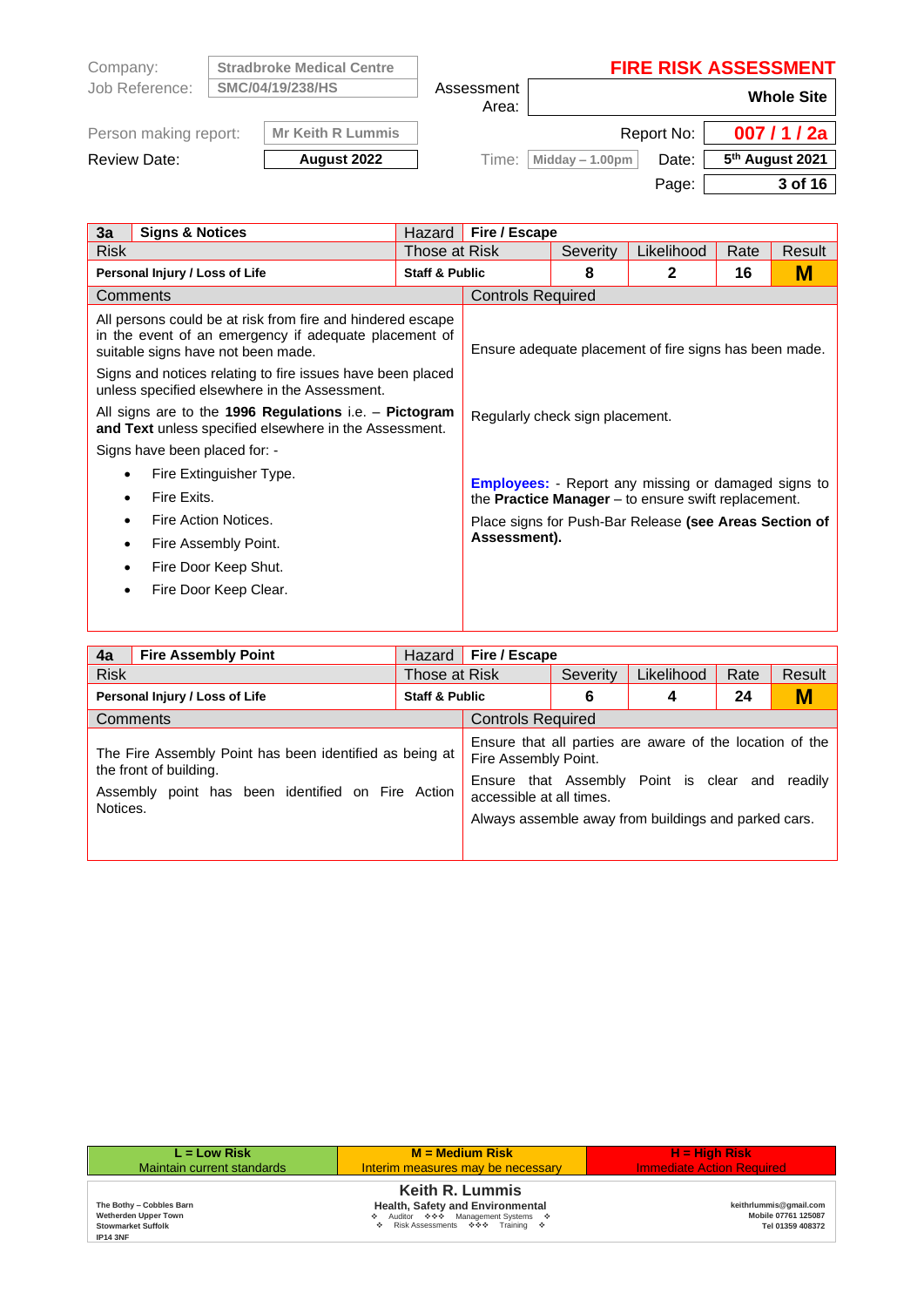| Company: | Stradbroke Medical Centre | | FIRE RISK ASSESSMENT |
|---|---|---|---|
| Job Reference: | SMC/04/19/238/HS | Assessment Area: | Whole Site |
| Person making report: | Mr Keith R Lummis | Report No: | 007 / 1 / 2a |
| Review Date: | August 2022 | Time: Midday – 1.00pm | Date: 5th August 2021 |
| | | Page: | 3 of 16 |

| 3a | Signs & Notices | Hazard | Fire / Escape | | | |
|---|---|---|---|---|---|---|
| Risk | | Those at Risk | | Severity | Likelihood | Rate | Result |
| **Personal Injury / Loss of Life** | | **Staff & Public** | | **8** | **2** | **16** | **M** |

| Comments | Controls Required |
|---|---|
| All persons could be at risk from fire and hindered escape in the event of an emergency if adequate placement of suitable signs have not been made. | Ensure adequate placement of fire signs has been made. |
| Signs and notices relating to fire issues have been placed unless specified elsewhere in the Assessment. | |
| All signs are to the **1996 Regulations** i.e. – **Pictogram and Text** unless specified elsewhere in the Assessment. | Regularly check sign placement. |
| Signs have been placed for: - <br>• Fire Extinguisher Type.<br>• Fire Exits.<br>• Fire Action Notices.<br>• Fire Assembly Point.<br>• Fire Door Keep Shut.<br>• Fire Door Keep Clear. | **Employees:** - Report any missing or damaged signs to the **Practice Manager** – to ensure swift replacement.<br>Place signs for Push-Bar Release **(see Areas Section of Assessment).** |

| 4a | Fire Assembly Point | Hazard | Fire / Escape | | | |
|---|---|---|---|---|---|---|
| Risk | | Those at Risk | | Severity | Likelihood | Rate | Result |
| **Personal Injury / Loss of Life** | | **Staff & Public** | | **6** | **4** | **24** | **M** |

| Comments | Controls Required |
|---|---|
| The Fire Assembly Point has been identified as being at the front of building. | Ensure that all parties are aware of the location of the Fire Assembly Point. |
| Assembly point has been identified on Fire Action Notices. | Ensure that Assembly Point is clear and readily accessible at all times. |
| | Always assemble away from buildings and parked cars. |

| L = Low Risk | M = Medium Risk | H = High Risk |
|---|---|---|
| Maintain current standards | Interim measures may be necessary | Immediate Action Required |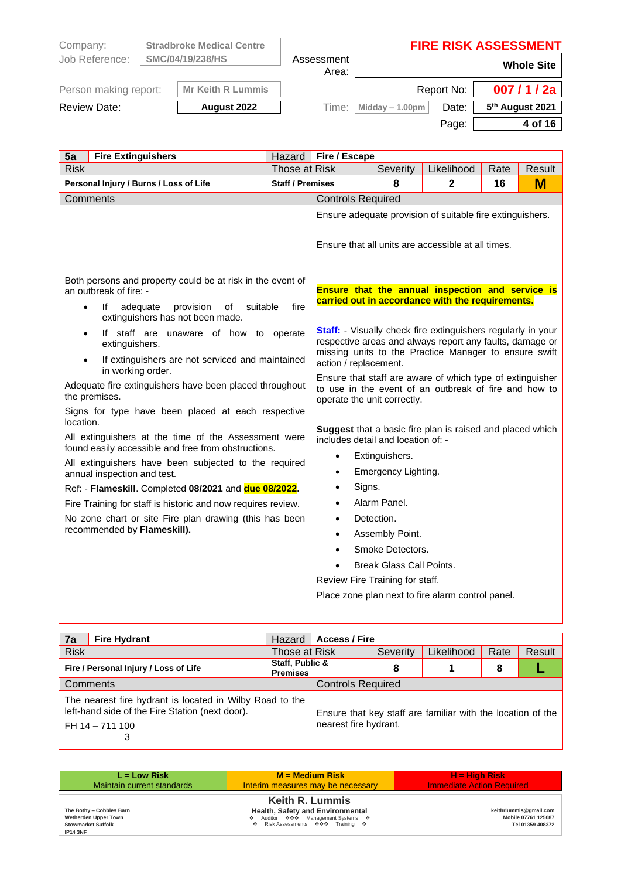| Company: | Stradbroke Medical Centre | | FIRE RISK ASSESSMENT |
|---|---|---|---|
| Job Reference: | SMC/04/19/238/HS | Assessment Area: | Whole Site |
| Person making report: | Mr Keith R Lummis | Report No: | 007 / 1 / 2a |
| Review Date: | August 2022 | Time: Midday – 1.00pm | Date: 5th August 2021 |

| 5a | Fire Extinguishers | Hazard | Fire / Escape | | | |
|---|---|---|---|---|---|---|
| Risk | | Those at Risk | Severity | Likelihood | Rate | Result |
| **Personal Injury / Burns / Loss of Life** | | **Staff / Premises** | **8** | **2** | **16** | **M** |

**Comments**

Both persons and property could be at risk in the event of an outbreak of fire: -

- If adequate provision of suitable fire extinguishers has not been made.
- If staff are unaware of how to operate extinguishers.
- If extinguishers are not serviced and maintained in working order.

Adequate fire extinguishers have been placed throughout the premises.

Signs for type have been placed at each respective location.

All extinguishers at the time of the Assessment were found easily accessible and free from obstructions.

All extinguishers have been subjected to the required annual inspection and test.

Ref: - **Flameskill**. Completed **08/2021** and **due 08/2022**.

Fire Training for staff is historic and now requires review.

No zone chart or site Fire plan drawing (this has been recommended by **Flameskill).**

**Controls Required**

Ensure adequate provision of suitable fire extinguishers.

Ensure that all units are accessible at all times.

**Ensure that the annual inspection and service is carried out in accordance with the requirements.**

**Staff:** - Visually check fire extinguishers regularly in your respective areas and always report any faults, damage or missing units to the Practice Manager to ensure swift action / replacement.

Ensure that staff are aware of which type of extinguisher to use in the event of an outbreak of fire and how to operate the unit correctly.

**Suggest** that a basic fire plan is raised and placed which includes detail and location of: -

- Extinguishers.
- Emergency Lighting.
- Signs.
- Alarm Panel.
- Detection.
- Assembly Point.
- Smoke Detectors.
- Break Glass Call Points.

Review Fire Training for staff.

Place zone plan next to fire alarm control panel.

| 7a | Fire Hydrant | Hazard | Access / Fire | | | |
|---|---|---|---|---|---|---|
| Risk | | Those at Risk | Severity | Likelihood | Rate | Result |
| **Fire / Personal Injury / Loss of Life** | | **Staff, Public & Premises** | **8** | **1** | **8** | **L** |

**Comments**

The nearest fire hydrant is located in Wilby Road to the left-hand side of the Fire Station (next door).

FH 14 – 711 100/3

**Controls Required**

Ensure that key staff are familiar with the location of the nearest fire hydrant.

| **L = Low Risk** | **M = Medium Risk** | **H = High Risk** |
|---|---|---|
| Maintain current standards | Interim measures may be necessary | Immediate Action Required |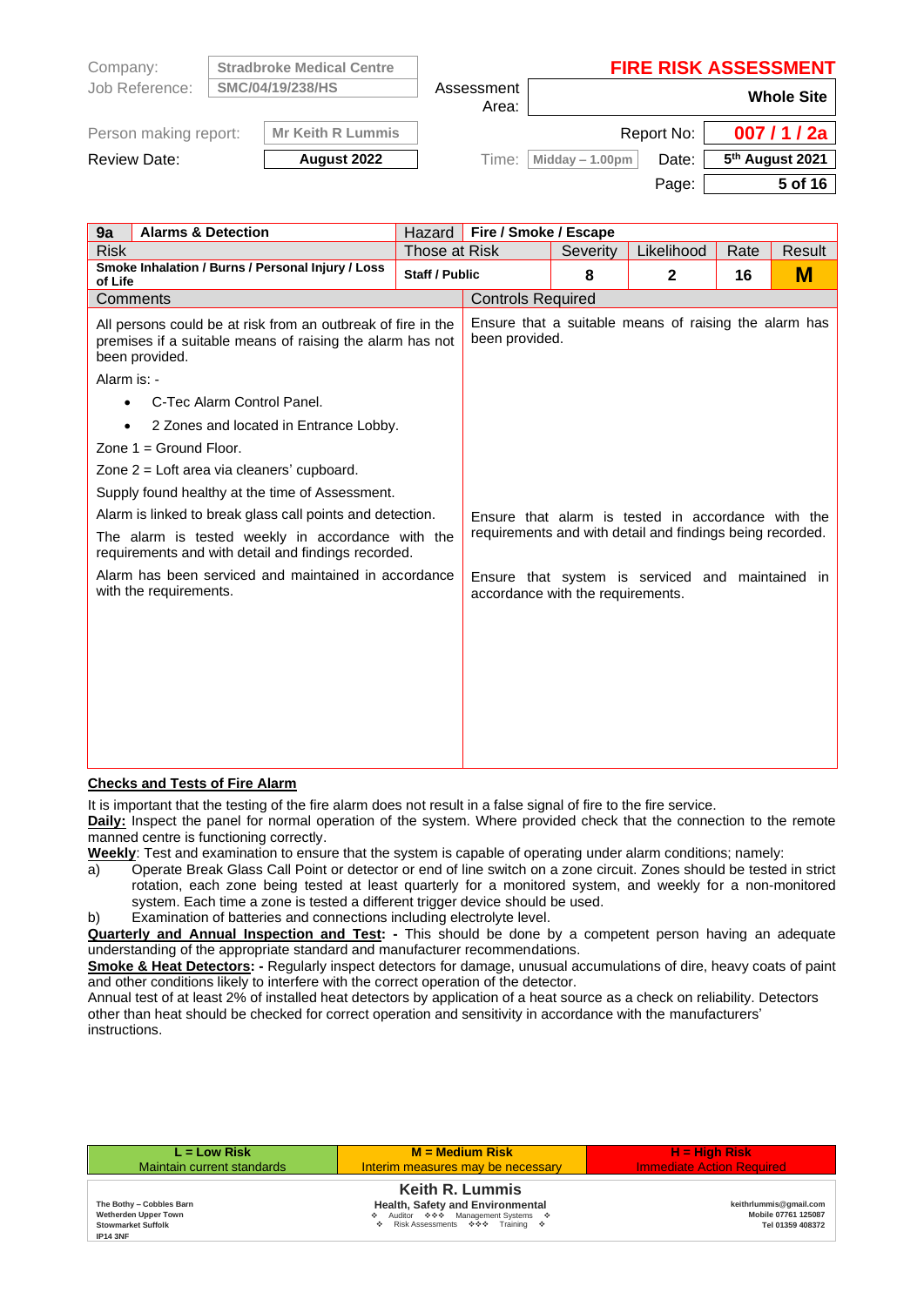| Company: | Stradbroke Medical Centre | | FIRE RISK ASSESSMENT |
|---|---|---|---|
| Job Reference: | SMC/04/19/238/HS | Assessment Area: | Whole Site |
| Person making report: | Mr Keith R Lummis | Report No: | 007 / 1 / 2a |
| Review Date: | August 2022 | Time: Midday – 1.00pm | Date: 5th August 2021 |

| 9a | Alarms & Detection | Hazard | Fire / Smoke / Escape | | | |
|---|---|---|---|---|---|---|
| Risk | | Those at Risk | | Severity | Likelihood | Rate | Result |
| Smoke Inhalation / Burns / Personal Injury / Loss of Life | | Staff / Public | | 8 | 2 | 16 | M |

| Comments | Controls Required |
|---|---|
| All persons could be at risk from an outbreak of fire in the premises if a suitable means of raising the alarm has not been provided. | Ensure that a suitable means of raising the alarm has been provided. |
| Alarm is: -<br>• C-Tec Alarm Control Panel.<br>• 2 Zones and located in Entrance Lobby.<br>Zone 1 = Ground Floor.<br>Zone 2 = Loft area via cleaners' cupboard.<br>Supply found healthy at the time of Assessment. | |
| Alarm is linked to break glass call points and detection.<br>The alarm is tested weekly in accordance with the requirements and with detail and findings recorded. | Ensure that alarm is tested in accordance with the requirements and with detail and findings being recorded. |
| Alarm has been serviced and maintained in accordance with the requirements. | Ensure that system is serviced and maintained in accordance with the requirements. |

**Checks and Tests of Fire Alarm**

It is important that the testing of the fire alarm does not result in a false signal of fire to the fire service.

**Daily:** Inspect the panel for normal operation of the system. Where provided check that the connection to the remote manned centre is functioning correctly.

**Weekly**: Test and examination to ensure that the system is capable of operating under alarm conditions; namely:

a) Operate Break Glass Call Point or detector or end of line switch on a zone circuit. Zones should be tested in strict rotation, each zone being tested at least quarterly for a monitored system, and weekly for a non-monitored system. Each time a zone is tested a different trigger device should be used.

b) Examination of batteries and connections including electrolyte level.

**Quarterly and Annual Inspection and Test: -** This should be done by a competent person having an adequate understanding of the appropriate standard and manufacturer recommendations.

**Smoke & Heat Detectors: -** Regularly inspect detectors for damage, unusual accumulations of dire, heavy coats of paint and other conditions likely to interfere with the correct operation of the detector.

Annual test of at least 2% of installed heat detectors by application of a heat source as a check on reliability. Detectors other than heat should be checked for correct operation and sensitivity in accordance with the manufacturers' instructions.

| L = Low Risk | M = Medium Risk | H = High Risk |
|---|---|---|
| Maintain current standards | Interim measures may be necessary | Immediate Action Required |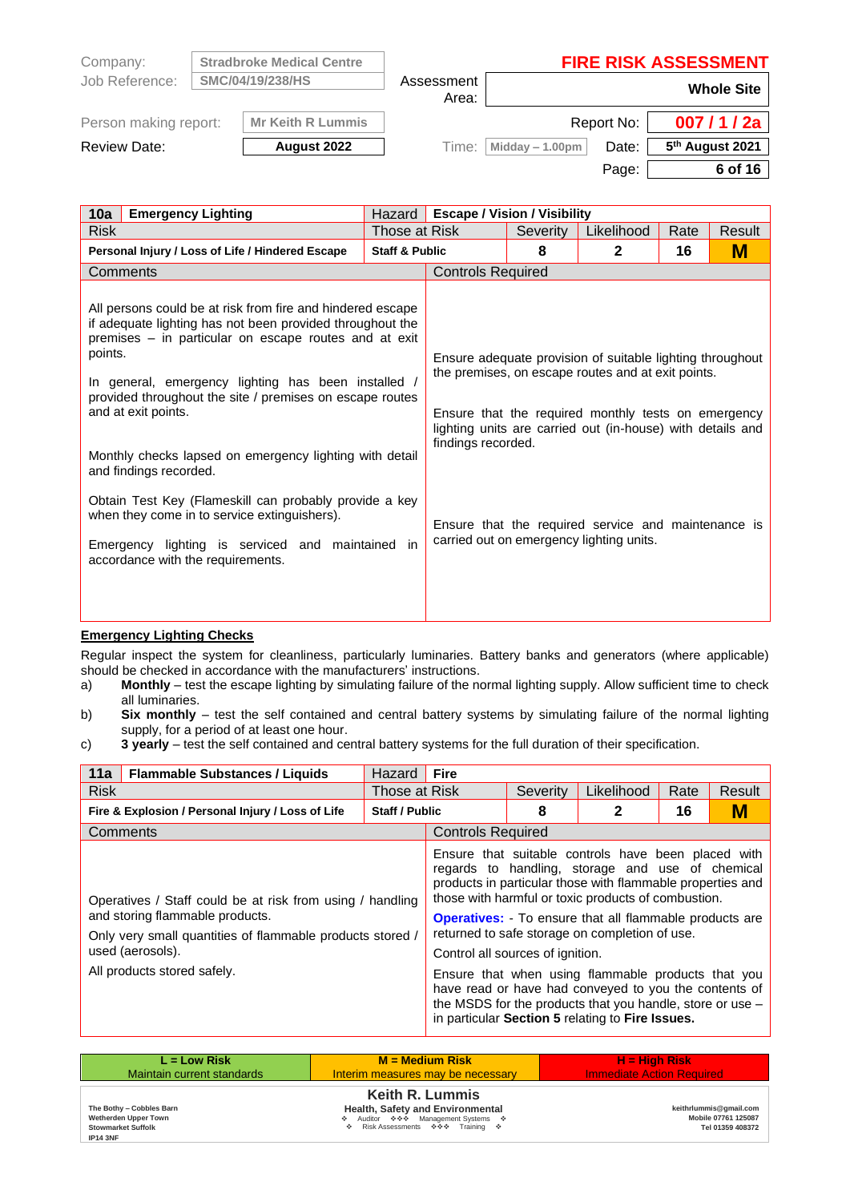| Company: | Stradbroke Medical Centre | Assessment Area: | FIRE RISK ASSESSMENT<br>Whole Site |
|---|---|---|---|
| Job Reference: | SMC/04/19/238/HS | | |
| Person making report: | Mr Keith R Lummis | Report No: | 007 / 1 / 2a |
| Review Date: | August 2022 | Time: Midday – 1.00pm / Date: | 5th August 2021 |

| 10a | Emergency Lighting | Hazard | Escape / Vision / Visibility | | | |
|---|---|---|---|---|---|---|
| Risk | | Those at Risk | Severity | Likelihood | Rate | Result |
| **Personal Injury / Loss of Life / Hindered Escape** | | **Staff & Public** | **8** | **2** | **16** | **M** |
| Comments | | Controls Required | | | | |
| All persons could be at risk from fire and hindered escape if adequate lighting has not been provided throughout the premises – in particular on escape routes and at exit points.<br><br>In general, emergency lighting has been installed / provided throughout the site / premises on escape routes and at exit points.<br><br>Monthly checks lapsed on emergency lighting with detail and findings recorded.<br><br>Obtain Test Key (Flameskill can probably provide a key when they come in to service extinguishers).<br><br>Emergency lighting is serviced and maintained in accordance with the requirements. | | Ensure adequate provision of suitable lighting throughout the premises, on escape routes and at exit points.<br><br>Ensure that the required monthly tests on emergency lighting units are carried out (in-house) with details and findings recorded.<br><br>Ensure that the required service and maintenance is carried out on emergency lighting units. | | | | |

**Emergency Lighting Checks**

Regular inspect the system for cleanliness, particularly luminaries. Battery banks and generators (where applicable) should be checked in accordance with the manufacturers' instructions.

a) **Monthly** – test the escape lighting by simulating failure of the normal lighting supply. Allow sufficient time to check all luminaires.
b) **Six monthly** – test the self contained and central battery systems by simulating failure of the normal lighting supply, for a period of at least one hour.
c) **3 yearly** – test the self contained and central battery systems for the full duration of their specification.

| 11a | Flammable Substances / Liquids | Hazard | Fire | | | |
|---|---|---|---|---|---|---|
| Risk | | Those at Risk | Severity | Likelihood | Rate | Result |
| **Fire & Explosion / Personal Injury / Loss of Life** | | **Staff / Public** | **8** | **2** | **16** | **M** |
| Comments | | Controls Required | | | | |
| Operatives / Staff could be at risk from using / handling and storing flammable products.<br><br>Only very small quantities of flammable products stored / used (aerosols).<br><br>All products stored safely. | | Ensure that suitable controls have been placed with regards to handling, storage and use of chemical products in particular those with flammable properties and those with harmful or toxic products of combustion.<br><br>**Operatives:** - To ensure that all flammable products are returned to safe storage on completion of use.<br><br>Control all sources of ignition.<br><br>Ensure that when using flammable products that you have read or have had conveyed to you the contents of the MSDS for the products that you handle, store or use – in particular **Section 5** relating to **Fire Issues.** | | | | |

| L = Low Risk | M = Medium Risk | H = High Risk |
|---|---|---|
| Maintain current standards | Interim measures may be necessary | Immediate Action Required |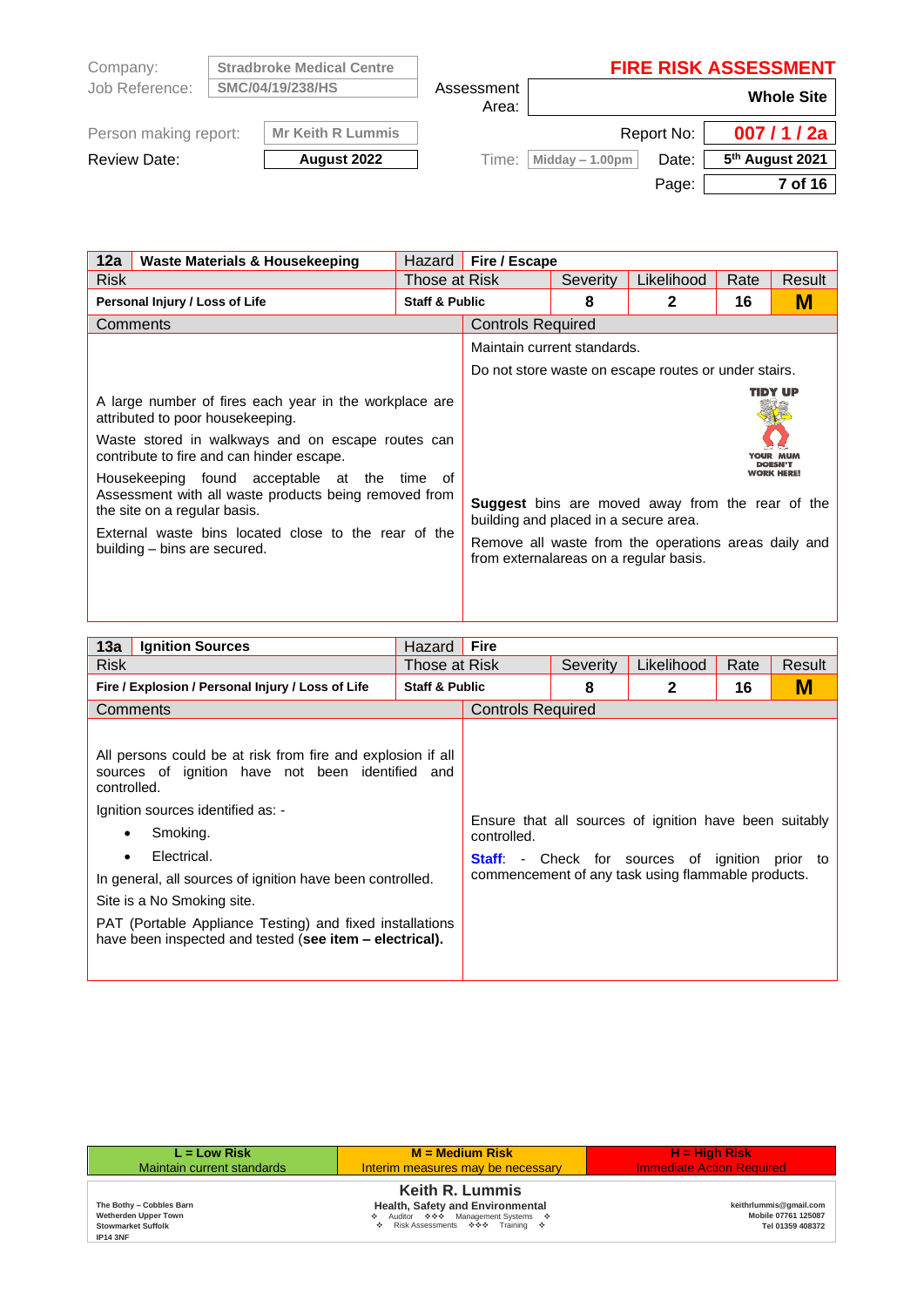| Company: | Stradbroke Medical Centre | | FIRE RISK ASSESSMENT |
|---|---|---|---|
| Job Reference: | SMC/04/19/238/HS | Assessment Area: | Whole Site |
| Person making report: | Mr Keith R Lummis | Report No: | 007 / 1 / 2a |
| Review Date: | August 2022 | Time: Midday – 1.00pm / Date: | 5th August 2021 |

| 12a | Waste Materials & Housekeeping | Hazard | Fire / Escape | | | |
|---|---|---|---|---|---|---|
| Risk | | Those at Risk | Severity | Likelihood | Rate | Result |
| **Personal Injury / Loss of Life** | | **Staff & Public** | **8** | **2** | **16** | **M** |

**Comments**

A large number of fires each year in the workplace are attributed to poor housekeeping.

Waste stored in walkways and on escape routes can contribute to fire and can hinder escape.

Housekeeping found acceptable at the time of Assessment with all waste products being removed from the site on a regular basis.

External waste bins located close to the rear of the building – bins are secured.

**Controls Required**

Maintain current standards.

Do not store waste on escape routes or under stairs.

TIDY UP – YOUR MUM DOESN'T WORK HERE!

**Suggest** bins are moved away from the rear of the building and placed in a secure area.

Remove all waste from the operations areas daily and from externalareas on a regular basis.

| 13a | Ignition Sources | Hazard | Fire | | | |
|---|---|---|---|---|---|---|
| Risk | | Those at Risk | Severity | Likelihood | Rate | Result |
| **Fire / Explosion / Personal Injury / Loss of Life** | | **Staff & Public** | **8** | **2** | **16** | **M** |

**Comments**

All persons could be at risk from fire and explosion if all sources of ignition have not been identified and controlled.

Ignition sources identified as: -

- Smoking.
- Electrical.

In general, all sources of ignition have been controlled.

Site is a No Smoking site.

PAT (Portable Appliance Testing) and fixed installations have been inspected and tested (**see item – electrical).**

**Controls Required**

Ensure that all sources of ignition have been suitably controlled.

**Staff**: - Check for sources of ignition prior to commencement of any task using flammable products.

| L = Low Risk | M = Medium Risk | H = High Risk |
|---|---|---|
| Maintain current standards | Interim measures may be necessary | Immediate Action Required |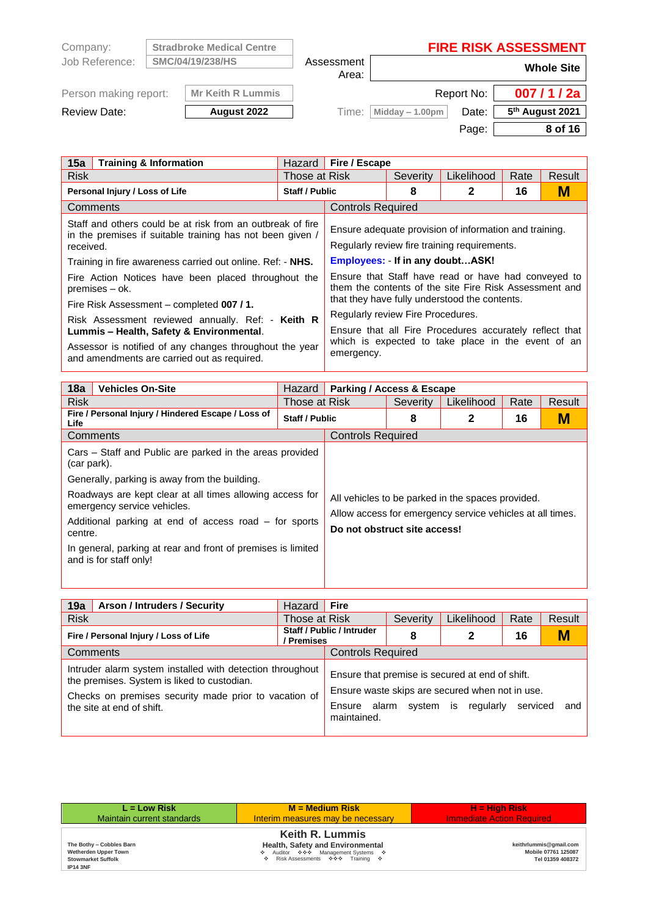| Company: | Stradbroke Medical Centre | | FIRE RISK ASSESSMENT |
|---|---|---|---|
| Job Reference: | SMC/04/19/238/HS | Assessment Area: | Whole Site |
| Person making report: | Mr Keith R Lummis | Report No: | 007 / 1 / 2a |
| Review Date: | August 2022 | Time: Midday – 1.00pm | Date: 5th August 2021 |

| 15a | Training & Information | Hazard | Fire / Escape | | | |
|---|---|---|---|---|---|---|
| Risk | | Those at Risk | | Severity | Likelihood | Rate | Result |
| **Personal Injury / Loss of Life** | | **Staff / Public** | | **8** | **2** | **16** | **M** |

**Comments**

Staff and others could be at risk from an outbreak of fire in the premises if suitable training has not been given / received.

Training in fire awareness carried out online. Ref: - **NHS.**

Fire Action Notices have been placed throughout the premises – ok.

Fire Risk Assessment – completed **007 / 1.**

Risk Assessment reviewed annually. Ref: - **Keith R Lummis – Health, Safety & Environmental**.

Assessor is notified of any changes throughout the year and amendments are carried out as required.

**Controls Required**

Ensure adequate provision of information and training.

Regularly review fire training requirements.

**Employees: - If in any doubt…ASK!**

Ensure that Staff have read or have had conveyed to them the contents of the site Fire Risk Assessment and that they have fully understood the contents.

Regularly review Fire Procedures.

Ensure that all Fire Procedures accurately reflect that which is expected to take place in the event of an emergency.

| 18a | Vehicles On-Site | Hazard | Parking / Access & Escape | | | |
|---|---|---|---|---|---|---|
| Risk | | Those at Risk | | Severity | Likelihood | Rate | Result |
| **Fire / Personal Injury / Hindered Escape / Loss of Life** | | **Staff / Public** | | **8** | **2** | **16** | **M** |

**Comments**

Cars – Staff and Public are parked in the areas provided (car park).

Generally, parking is away from the building.

Roadways are kept clear at all times allowing access for emergency service vehicles.

Additional parking at end of access road – for sports centre.

In general, parking at rear and front of premises is limited and is for staff only!

**Controls Required**

All vehicles to be parked in the spaces provided.

Allow access for emergency service vehicles at all times.

**Do not obstruct site access!**

| 19a | Arson / Intruders / Security | Hazard | Fire | | | |
|---|---|---|---|---|---|---|
| Risk | | Those at Risk | | Severity | Likelihood | Rate | Result |
| **Fire / Personal Injury / Loss of Life** | | **Staff / Public / Intruder / Premises** | | **8** | **2** | **16** | **M** |

**Comments**

Intruder alarm system installed with detection throughout the premises. System is liked to custodian.

Checks on premises security made prior to vacation of the site at end of shift.

**Controls Required**

Ensure that premise is secured at end of shift.

Ensure waste skips are secured when not in use.

Ensure alarm system is regularly serviced and maintained.

| L = Low Risk | M = Medium Risk | H = High Risk |
|---|---|---|
| Maintain current standards | Interim measures may be necessary | Immediate Action Required |

**Keith R. Lummis**
Health, Safety and Environmental
Auditor ❖❖❖ Management Systems ❖ Risk Assessments ❖❖❖ Training

The Bothy – Cobbles Barn, Wetherden Upper Town, Stowmarket Suffolk, IP14 3NF

keithrlummis@gmail.com
Mobile 07761 125087
Tel 01359 408372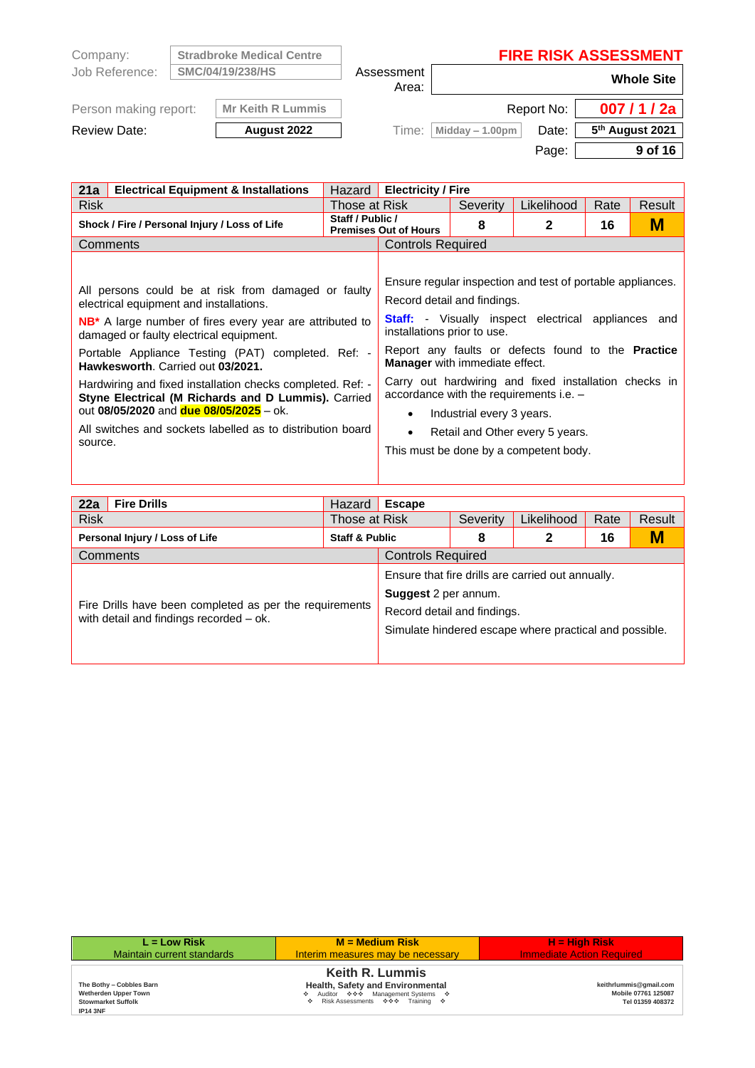| Company: | Stradbroke Medical Centre | | FIRE RISK ASSESSMENT |
|---|---|---|---|
| Job Reference: | SMC/04/19/238/HS | Assessment Area: | **Whole Site** |
| Person making report: | Mr Keith R Lummis | Report No: | **007 / 1 / 2a** |
| Review Date: | **August 2022** | Time: Midday – 1.00pm | Date: **5th August 2021** |

| **21a** | **Electrical Equipment & Installations** | Hazard | **Electricity / Fire** | | | |
|---|---|---|---|---|---|---|
| Risk | | Those at Risk | Severity | Likelihood | Rate | Result |
| **Shock / Fire / Personal Injury / Loss of Life** | | **Staff / Public / Premises Out of Hours** | **8** | **2** | **16** | **M** |

**Comments**

All persons could be at risk from damaged or faulty electrical equipment and installations.

**NB*** A large number of fires every year are attributed to damaged or faulty electrical equipment.

Portable Appliance Testing (PAT) completed. Ref: - **Hawkesworth**. Carried out **03/2021.**

Hardwiring and fixed installation checks completed. Ref: - **Styne Electrical (M Richards and D Lummis).** Carried out **08/05/2020** and **due 08/05/2025** – ok.

All switches and sockets labelled as to distribution board source.

**Controls Required**

Ensure regular inspection and test of portable appliances. Record detail and findings.

**Staff:** - Visually inspect electrical appliances and installations prior to use.

Report any faults or defects found to the **Practice Manager** with immediate effect.

Carry out hardwiring and fixed installation checks in accordance with the requirements i.e. –

- Industrial every 3 years.
- Retail and Other every 5 years.

This must be done by a competent body.

| **22a** | **Fire Drills** | Hazard | **Escape** | | | |
|---|---|---|---|---|---|---|
| Risk | | Those at Risk | Severity | Likelihood | Rate | Result |
| **Personal Injury / Loss of Life** | | **Staff & Public** | **8** | **2** | **16** | **M** |

**Comments**

Fire Drills have been completed as per the requirements with detail and findings recorded – ok.

**Controls Required**

Ensure that fire drills are carried out annually.

**Suggest** 2 per annum.

Record detail and findings.

Simulate hindered escape where practical and possible.

| L = Low Risk | M = Medium Risk | H = High Risk |
|---|---|---|
| Maintain current standards | Interim measures may be necessary | Immediate Action Required |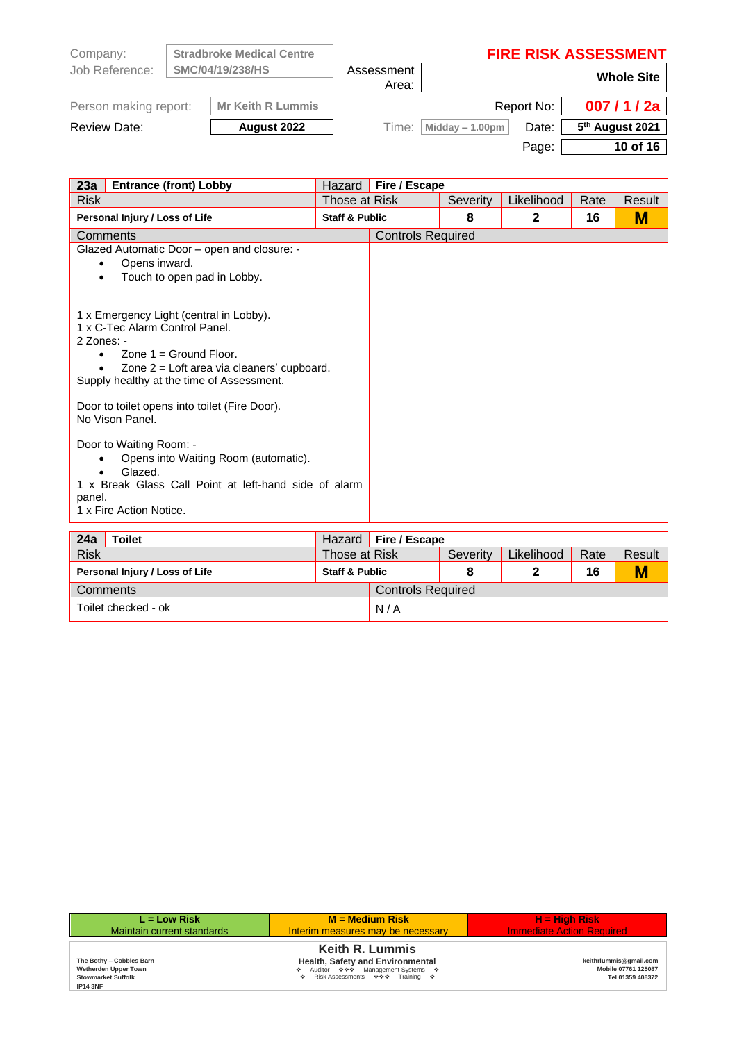| | | | |
|---|---|---|---|
| Company: | Stradbroke Medical Centre | | **FIRE RISK ASSESSMENT** |
| Job Reference: | SMC/04/19/238/HS | Assessment Area: | **Whole Site** |
| Person making report: | Mr Keith R Lummis | Report No: | **007 / 1 / 2a** |
| Review Date: | **August 2022** | Time: Midday – 1.00pm / Date: | **5th August 2021** |

| **23a** | **Entrance (front) Lobby** | Hazard | **Fire / Escape** | | | |
|---|---|---|---|---|---|---|
| Risk | | Those at Risk | Severity | Likelihood | Rate | Result |
| **Personal Injury / Loss of Life** | | **Staff & Public** | **8** | **2** | **16** | **M** |

| Comments | Controls Required |
|---|---|
| Glazed Automatic Door – open and closure: -<br>• Opens inward.<br>• Touch to open pad in Lobby.<br><br>1 x Emergency Light (central in Lobby).<br>1 x C-Tec Alarm Control Panel.<br>2 Zones: -<br>• Zone 1 = Ground Floor.<br>• Zone 2 = Loft area via cleaners' cupboard.<br>Supply healthy at the time of Assessment.<br><br>Door to toilet opens into toilet (Fire Door).<br>No Vison Panel.<br><br>Door to Waiting Room: -<br>• Opens into Waiting Room (automatic).<br>• Glazed.<br>1 x Break Glass Call Point at left-hand side of alarm panel.<br>1 x Fire Action Notice. | |

| **24a** | **Toilet** | Hazard | **Fire / Escape** | | | |
|---|---|---|---|---|---|---|
| Risk | | Those at Risk | Severity | Likelihood | Rate | Result |
| **Personal Injury / Loss of Life** | | **Staff & Public** | **8** | **2** | **16** | **M** |

| Comments | Controls Required |
|---|---|
| Toilet checked - ok | N / A |

| **L = Low Risk** | **M = Medium Risk** | **H = High Risk** |
|---|---|---|
| Maintain current standards | Interim measures may be necessary | Immediate Action Required |

**Keith R. Lummis**
**Health, Safety and Environmental**
Auditor ❖❖❖ Management Systems
Risk Assessments ❖❖❖ Training

The Bothy – Cobbles Barn
Wetherden Upper Town
Stowmarket Suffolk
IP14 3NF

keithrlummis@gmail.com
Mobile 07761 125087
Tel 01359 408372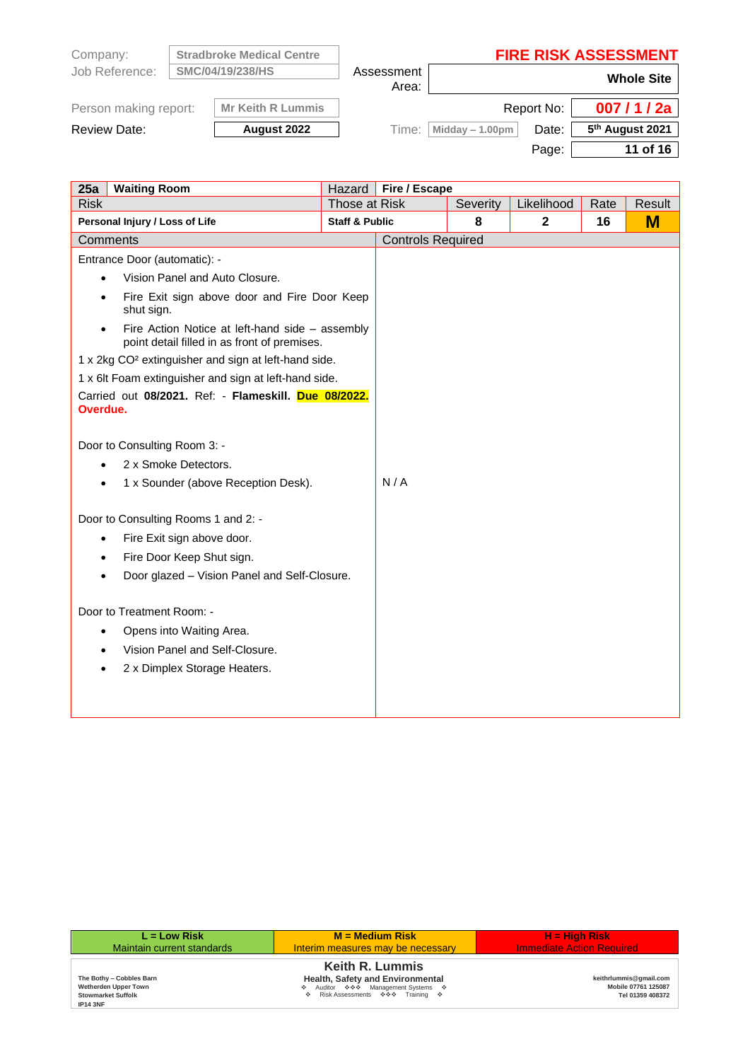| Company: | Stradbroke Medical Centre | | FIRE RISK ASSESSMENT |
|---|---|---|---|
| Job Reference: | SMC/04/19/238/HS | Assessment Area: | Whole Site |
| Person making report: | Mr Keith R Lummis | Report No: | 007 / 1 / 2a |
| Review Date: | August 2022 | Time: Midday – 1.00pm | Date: 5th August 2021 |

| 25a | Waiting Room | Hazard | Fire / Escape | | | |
|---|---|---|---|---|---|---|
| Risk | | Those at Risk | Severity | Likelihood | Rate | Result |
| Personal Injury / Loss of Life | | Staff & Public | 8 | 2 | 16 | M |

**Comments**

Entrance Door (automatic): -

- Vision Panel and Auto Closure.
- Fire Exit sign above door and Fire Door Keep shut sign.
- Fire Action Notice at left-hand side – assembly point detail filled in as front of premises.

1 x 2kg $CO^2$ extinguisher and sign at left-hand side.

1 x 6lt Foam extinguisher and sign at left-hand side.

Carried out **08/2021.** Ref: - **Flameskill. Due 08/2022. Overdue.**

Door to Consulting Room 3: -

- 2 x Smoke Detectors.
- 1 x Sounder (above Reception Desk).

Door to Consulting Rooms 1 and 2: -

- Fire Exit sign above door.
- Fire Door Keep Shut sign.
- Door glazed – Vision Panel and Self-Closure.

Door to Treatment Room: -

- Opens into Waiting Area.
- Vision Panel and Self-Closure.
- 2 x Dimplex Storage Heaters.

**Controls Required**

N / A

| L = Low Risk | M = Medium Risk | H = High Risk |
|---|---|---|
| Maintain current standards | Interim measures may be necessary | Immediate Action Required |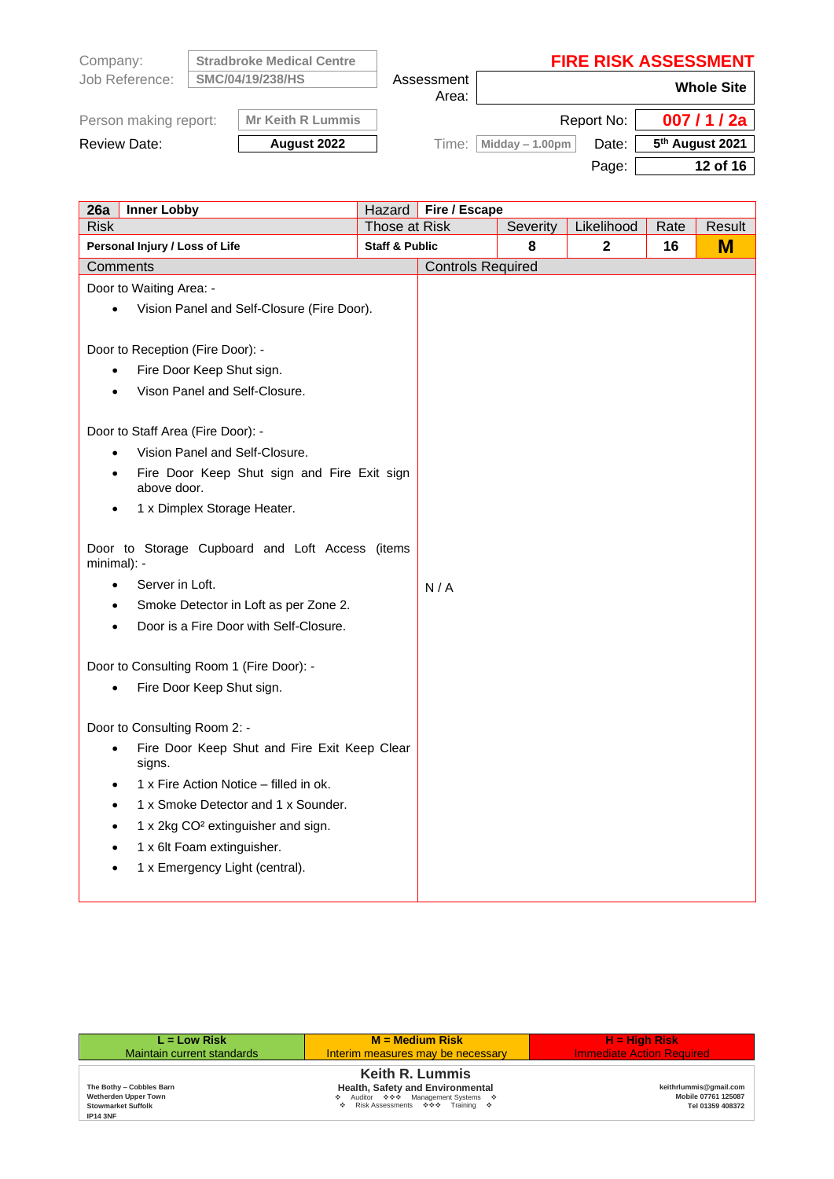| Company: | Stradbroke Medical Centre |
|---|---|
| Job Reference: | SMC/04/19/238/HS |
| Person making report: | Mr Keith R Lummis |
| Review Date: | August 2022 |

**FIRE RISK ASSESSMENT**

| Assessment Area: | Whole Site |
|---|---|
| Report No: | 007 / 1 / 2a |
| Time: | Midday – 1.00pm |
| Date: | 5th August 2021 |

| 26a | Inner Lobby | Hazard | Fire / Escape | | | |
|---|---|---|---|---|---|---|
| Risk | | Those at Risk | Severity | Likelihood | Rate | Result |
| **Personal Injury / Loss of Life** | | **Staff & Public** | **8** | **2** | **16** | **M** |

**Comments**

Door to Waiting Area: -

- Vision Panel and Self-Closure (Fire Door).

Door to Reception (Fire Door): -

- Fire Door Keep Shut sign.
- Vison Panel and Self-Closure.

Door to Staff Area (Fire Door): -

- Vision Panel and Self-Closure.
- Fire Door Keep Shut sign and Fire Exit sign above door.
- 1 x Dimplex Storage Heater.

Door to Storage Cupboard and Loft Access (items minimal): -

- Server in Loft.
- Smoke Detector in Loft as per Zone 2.
- Door is a Fire Door with Self-Closure.

Door to Consulting Room 1 (Fire Door): -

- Fire Door Keep Shut sign.

Door to Consulting Room 2: -

- Fire Door Keep Shut and Fire Exit Keep Clear signs.
- 1 x Fire Action Notice – filled in ok.
- 1 x Smoke Detector and 1 x Sounder.
- 1 x 2kg CO² extinguisher and sign.
- 1 x 6lt Foam extinguisher.
- 1 x Emergency Light (central).

**Controls Required**

N / A

| L = Low Risk | M = Medium Risk | H = High Risk |
|---|---|---|
| Maintain current standards | Interim measures may be necessary | Immediate Action Required |

**Keith R. Lummis**
Health, Safety and Environmental
Auditor ❖❖❖ Management Systems
Risk Assessments ❖❖❖ Training

The Bothy – Cobbles Barn
Wetherden Upper Town
Stowmarket Suffolk
IP14 3NF

keithrlummis@gmail.com
Mobile 07761 125087
Tel 01359 408372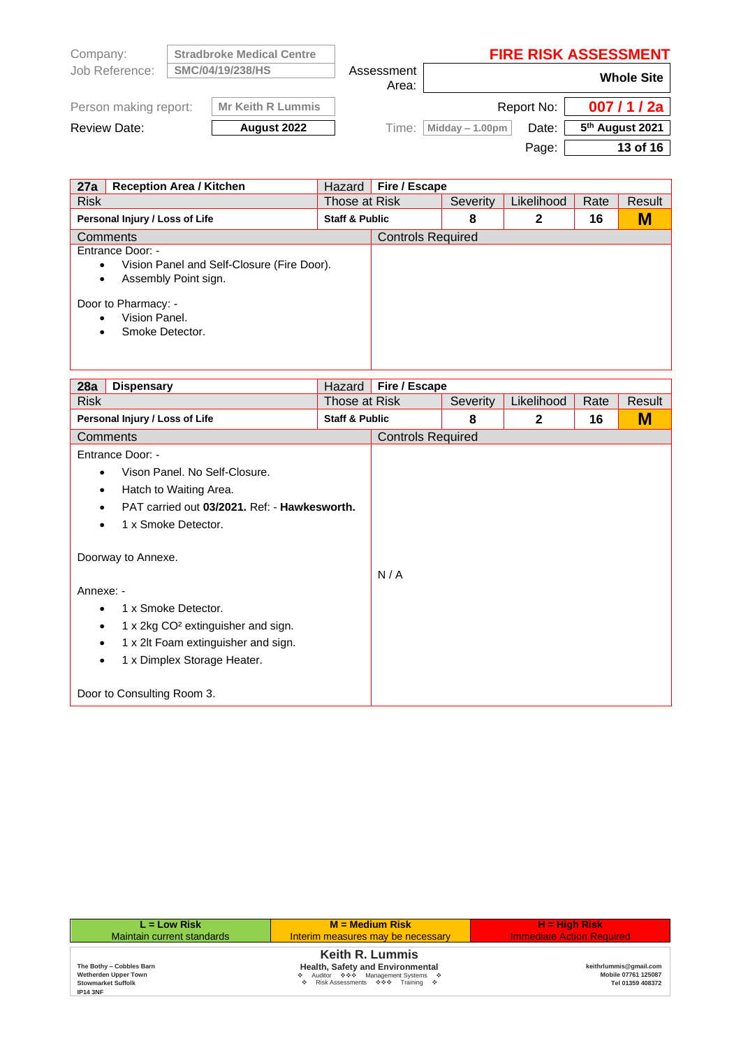| Company: | Stradbroke Medical Centre | | **FIRE RISK ASSESSMENT** |
|---|---|---|---|
| Job Reference: | SMC/04/19/238/HS | Assessment Area: | **Whole Site** |
| Person making report: | Mr Keith R Lummis | Report No: | **007 / 1 / 2a** |
| Review Date: | **August 2022** | Time: Midday – 1.00pm | Date: **5th August 2021** |

| **27a** | **Reception Area / Kitchen** | Hazard | **Fire / Escape** | | | |
|---|---|---|---|---|---|---|
| Risk | | Those at Risk | | Severity | Likelihood | Rate / Result |
| **Personal Injury / Loss of Life** | | **Staff & Public** | | **8** | **2** | **16** / **M** |

| Comments | Controls Required |
|---|---|
| Entrance Door: - <br> • Vision Panel and Self-Closure (Fire Door). <br> • Assembly Point sign. <br><br> Door to Pharmacy: - <br> • Vision Panel. <br> • Smoke Detector. | |

| **28a** | **Dispensary** | Hazard | **Fire / Escape** | | | |
|---|---|---|---|---|---|---|
| Risk | | Those at Risk | | Severity | Likelihood | Rate / Result |
| **Personal Injury / Loss of Life** | | **Staff & Public** | | **8** | **2** | **16** / **M** |

| Comments | Controls Required |
|---|---|
| Entrance Door: - <br> • Vison Panel. No Self-Closure. <br> • Hatch to Waiting Area. <br> • PAT carried out **03/2021.** Ref: - **Hawkesworth.** <br> • 1 x Smoke Detector. <br><br> Doorway to Annexe. <br><br> Annexe: - <br> • 1 x Smoke Detector. <br> • 1 x 2kg $CO_2$ extinguisher and sign. <br> • 1 x 2lt Foam extinguisher and sign. <br> • 1 x Dimplex Storage Heater. <br><br> Door to Consulting Room 3. | N / A |

| L = Low Risk | M = Medium Risk | H = High Risk |
|---|---|---|
| Maintain current standards | Interim measures may be necessary | Immediate Action Required |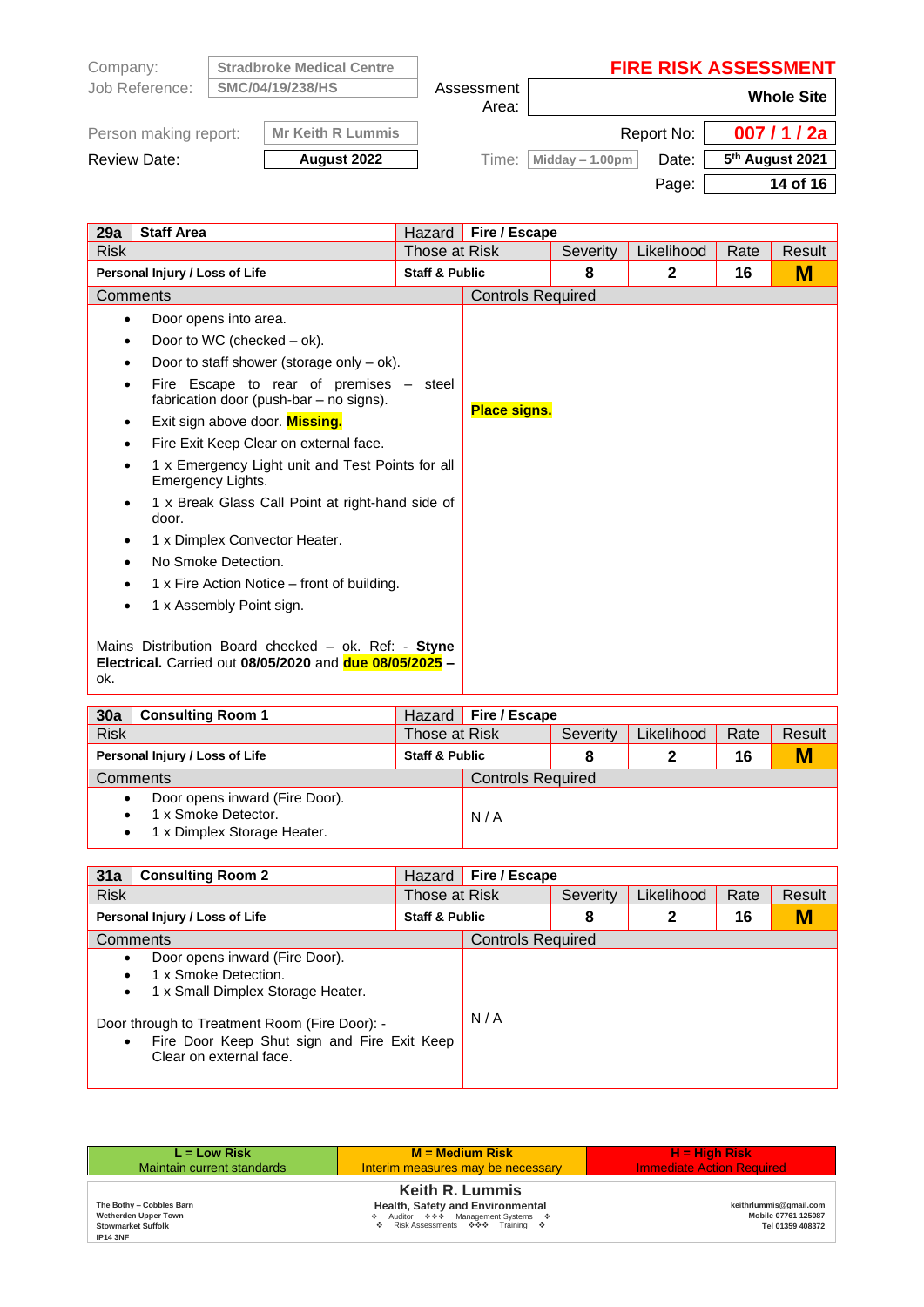| Company: | Stradbroke Medical Centre | | FIRE RISK ASSESSMENT |
|---|---|---|---|
| Job Reference: | SMC/04/19/238/HS | Assessment Area: | Whole Site |
| Person making report: | Mr Keith R Lummis | Report No: | 007 / 1 / 2a |
| Review Date: | August 2022 | Time: Midday – 1.00pm / Date: | 5th August 2021 |

| 29a | Staff Area | Hazard | Fire / Escape | | | |
|---|---|---|---|---|---|---|
| Risk | | Those at Risk | | Severity | Likelihood | Rate | Result |
| **Personal Injury / Loss of Life** | | **Staff & Public** | | **8** | **2** | **16** | **M** |

**Comments**

- Door opens into area.
- Door to WC (checked – ok).
- Door to staff shower (storage only – ok).
- Fire Escape to rear of premises – steel fabrication door (push-bar – no signs).
- Exit sign above door. **Missing.**
- Fire Exit Keep Clear on external face.
- 1 x Emergency Light unit and Test Points for all Emergency Lights.
- 1 x Break Glass Call Point at right-hand side of door.
- 1 x Dimplex Convector Heater.
- No Smoke Detection.
- 1 x Fire Action Notice – front of building.
- 1 x Assembly Point sign.

Mains Distribution Board checked – ok. Ref: - **Styne Electrical.** Carried out **08/05/2020** and **due 08/05/2025 –** ok.

**Controls Required**

**Place signs.**

| 30a | Consulting Room 1 | Hazard | Fire / Escape | | | |
|---|---|---|---|---|---|---|
| Risk | | Those at Risk | | Severity | Likelihood | Rate | Result |
| **Personal Injury / Loss of Life** | | **Staff & Public** | | **8** | **2** | **16** | **M** |

**Comments**

- Door opens inward (Fire Door).
- 1 x Smoke Detector.
- 1 x Dimplex Storage Heater.

**Controls Required**

N / A

| 31a | Consulting Room 2 | Hazard | Fire / Escape | | | |
|---|---|---|---|---|---|---|
| Risk | | Those at Risk | | Severity | Likelihood | Rate | Result |
| **Personal Injury / Loss of Life** | | **Staff & Public** | | **8** | **2** | **16** | **M** |

**Comments**

- Door opens inward (Fire Door).
- 1 x Smoke Detection.
- 1 x Small Dimplex Storage Heater.

Door through to Treatment Room (Fire Door): -

- Fire Door Keep Shut sign and Fire Exit Keep Clear on external face.

**Controls Required**

N / A

| L = Low Risk | M = Medium Risk | H = High Risk |
|---|---|---|
| Maintain current standards | Interim measures may be necessary | Immediate Action Required |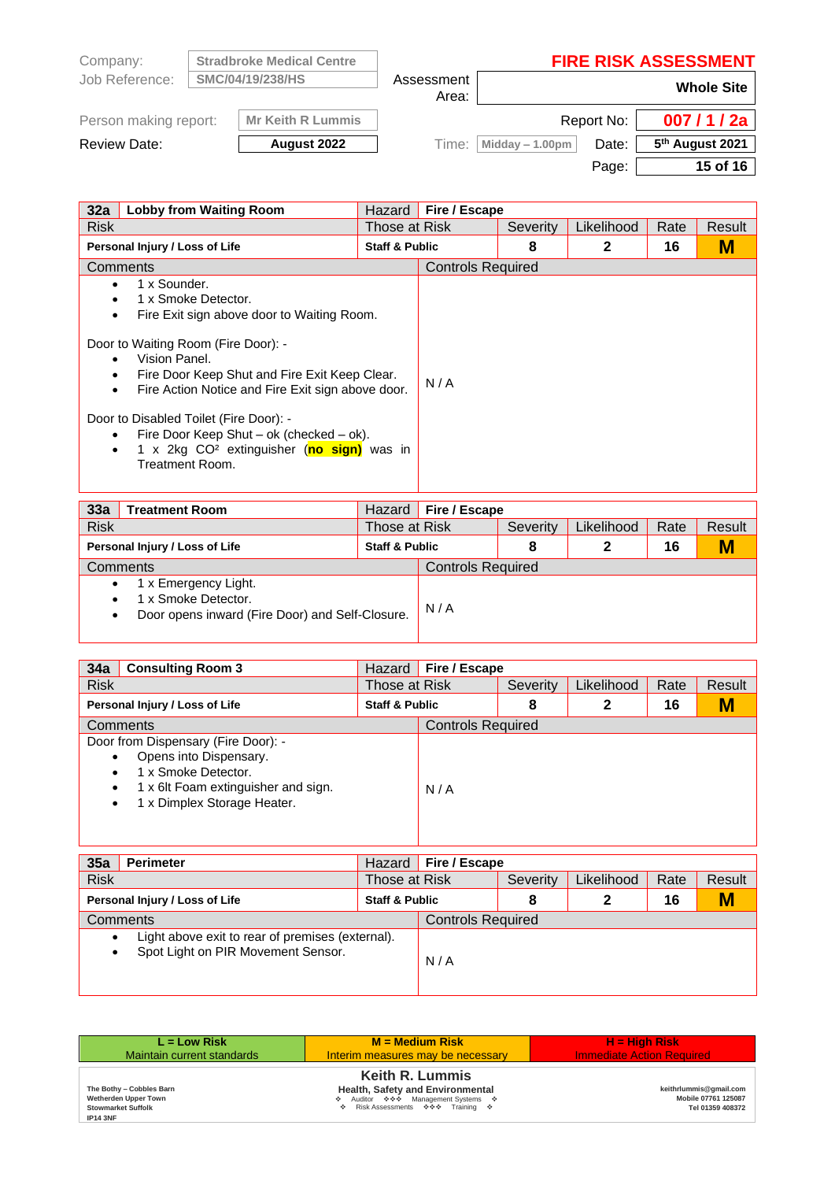| Company: | Stradbroke Medical Centre | | FIRE RISK ASSESSMENT |
|---|---|---|---|
| Job Reference: | SMC/04/19/238/HS | Assessment Area: | Whole Site |
| Person making report: | Mr Keith R Lummis | Report No: | 007 / 1 / 2a |
| Review Date: | August 2022 | Time: Midday – 1.00pm | Date: 5th August 2021 |

| 32a | Lobby from Waiting Room | Hazard | Fire / Escape | | | |
|---|---|---|---|---|---|---|
| Risk | | Those at Risk | Severity | Likelihood | Rate | Result |
| **Personal Injury / Loss of Life** | | **Staff & Public** | **8** | **2** | **16** | **M** |
| Comments | | Controls Required | | | | |
| <ul><li>1 x Sounder.</li><li>1 x Smoke Detector.</li><li>Fire Exit sign above door to Waiting Room.</li></ul>Door to Waiting Room (Fire Door): -<ul><li>Vision Panel.</li><li>Fire Door Keep Shut and Fire Exit Keep Clear.</li><li>Fire Action Notice and Fire Exit sign above door.</li></ul>Door to Disabled Toilet (Fire Door): -<ul><li>Fire Door Keep Shut – ok (checked – ok).</li><li>1 x 2kg $CO^2$ extinguisher (**no sign)** was in Treatment Room.</li></ul> | | N / A | | | | |

| 33a | Treatment Room | Hazard | Fire / Escape | | | |
|---|---|---|---|---|---|---|
| Risk | | Those at Risk | Severity | Likelihood | Rate | Result |
| **Personal Injury / Loss of Life** | | **Staff & Public** | **8** | **2** | **16** | **M** |
| Comments | | Controls Required | | | | |
| <ul><li>1 x Emergency Light.</li><li>1 x Smoke Detector.</li><li>Door opens inward (Fire Door) and Self-Closure.</li></ul> | | N / A | | | | |

| 34a | Consulting Room 3 | Hazard | Fire / Escape | | | |
|---|---|---|---|---|---|---|
| Risk | | Those at Risk | Severity | Likelihood | Rate | Result |
| **Personal Injury / Loss of Life** | | **Staff & Public** | **8** | **2** | **16** | **M** |
| Comments | | Controls Required | | | | |
| Door from Dispensary (Fire Door): -<ul><li>Opens into Dispensary.</li><li>1 x Smoke Detector.</li><li>1 x 6lt Foam extinguisher and sign.</li><li>1 x Dimplex Storage Heater.</li></ul> | | N / A | | | | |

| 35a | Perimeter | Hazard | Fire / Escape | | | |
|---|---|---|---|---|---|---|
| Risk | | Those at Risk | Severity | Likelihood | Rate | Result |
| **Personal Injury / Loss of Life** | | **Staff & Public** | **8** | **2** | **16** | **M** |
| Comments | | Controls Required | | | | |
| <ul><li>Light above exit to rear of premises (external).</li><li>Spot Light on PIR Movement Sensor.</li></ul> | | N / A | | | | |

| L = Low Risk | M = Medium Risk | H = High Risk |
|---|---|---|
| Maintain current standards | Interim measures may be necessary | Immediate Action Required |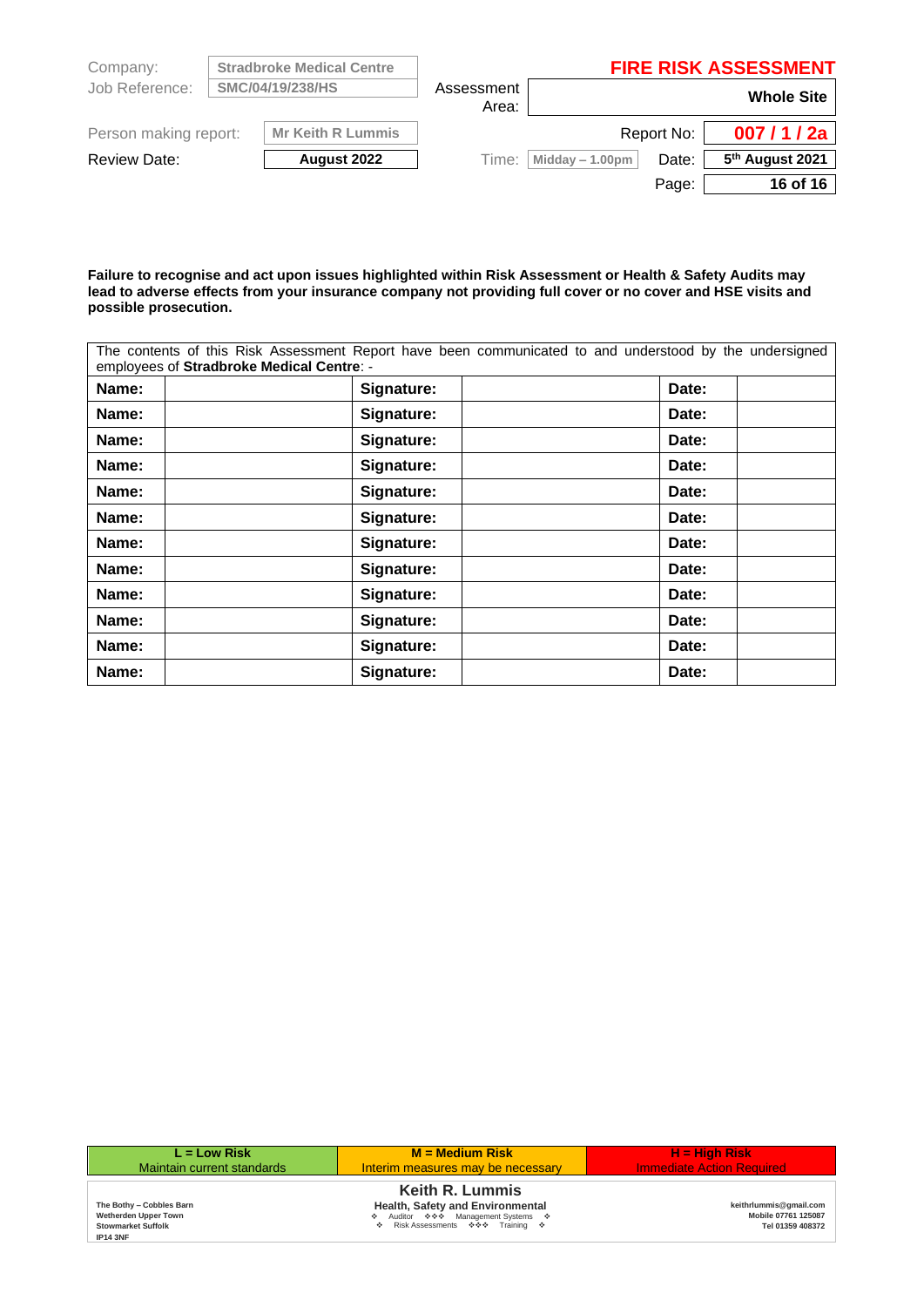**Failure to recognise and act upon issues highlighted within Risk Assessment or Health & Safety Audits may lead to adverse effects from your insurance company not providing full cover or no cover and HSE visits and possible prosecution.**

| The contents of this Risk Assessment Report have been communicated to and understood by the undersigned employees of **Stradbroke Medical Centre**: - | | | | | |
|---|---|---|---|---|---|
| **Name:** | | **Signature:** | | **Date:** | |
| **Name:** | | **Signature:** | | **Date:** | |
| **Name:** | | **Signature:** | | **Date:** | |
| **Name:** | | **Signature:** | | **Date:** | |
| **Name:** | | **Signature:** | | **Date:** | |
| **Name:** | | **Signature:** | | **Date:** | |
| **Name:** | | **Signature:** | | **Date:** | |
| **Name:** | | **Signature:** | | **Date:** | |
| **Name:** | | **Signature:** | | **Date:** | |
| **Name:** | | **Signature:** | | **Date:** | |
| **Name:** | | **Signature:** | | **Date:** | |
| **Name:** | | **Signature:** | | **Date:** | |

| **L = Low Risk** | **M = Medium Risk** | **H = High Risk** |
|---|---|---|
| Maintain current standards | Interim measures may be necessary | Immediate Action Required |